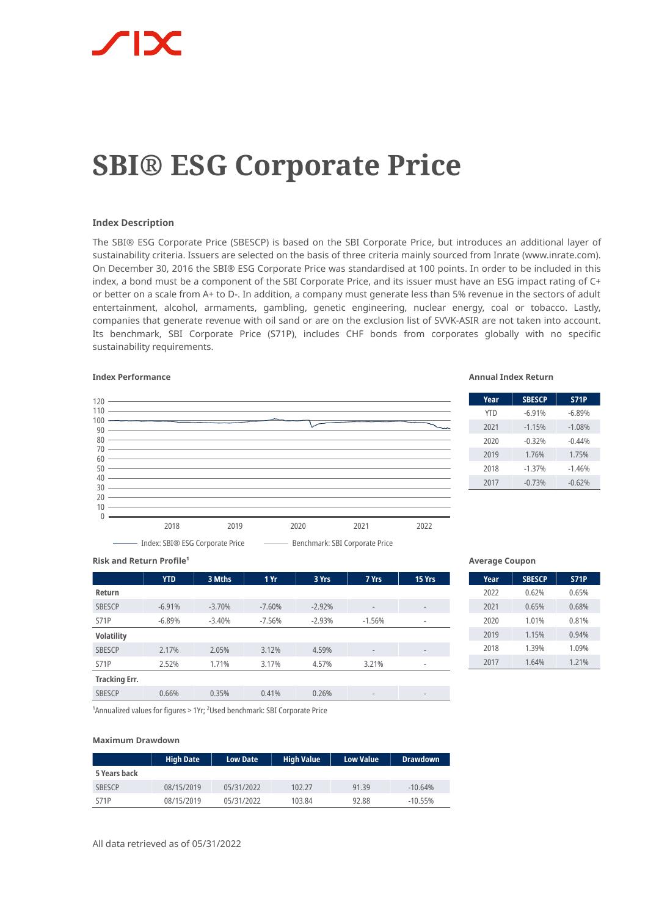# SBI® ESG Corporate Price

### Index Description

The SBI® ESG Corporate Price (SBESCP) is based on the SBI Corporate Price, but introduces an additional layer of sustainability criteria. Issuers are selected on the basis of three criteria mainly sourced from Inrate (www.inrate.com). On December 30, 2016 the SBI® ESG Corporate Price was standardised at 100 points. In order to be included in this index, a bond must be a component of the SBI Corporate Price, and its issuer must have an ESG impact rating of C+ or better on a scale from A+ to D-. In addition, a company must generate less than 5% revenue in the sectors of adult entertainment, alcohol, armaments, gambling, genetic engineering, nuclear energy, coal or tobacco. Lastly, companies that generate revenue with oil sand or are on the exclusion list of SVVK-ASIR are not taken into account. Its benchmark, SBI Corporate Price (S71P), includes CHF bonds from corporates globally with no specific sustainability requirements.

### Index Performance

Index: SBI® ESG Corporate Price — Benchmark: SBI Corporate Price

### Annual Index Return

| Year | SBESCP | S71P |
|---|---|---|
| YTD | -6.91% | -6.89% |
| 2021 | -1.15% | -1.08% |
| 2020 | -0.32% | -0.44% |
| 2019 | 1.76% | 1.75% |
| 2018 | -1.37% | -1.46% |
| 2017 | -0.73% | -0.62% |

### Risk and Return Profile[1]

| | YTD | 3 Mths | 1 Yr | 3 Yrs | 7 Yrs | 15 Yrs |
|---|---|---|---|---|---|---|
| **Return** | | | | | | |
| SBESCP | -6.91% | -3.70% | -7.60% | -2.92% | - | - |
| S71P | -6.89% | -3.40% | -7.56% | -2.93% | -1.56% | - |
| **Volatility** | | | | | | |
| SBESCP | 2.17% | 2.05% | 3.12% | 4.59% | - | - |
| S71P | 2.52% | 1.71% | 3.17% | 4.57% | 3.21% | - |
| **Tracking Err.** | | | | | | |
| SBESCP | 0.66% | 0.35% | 0.41% | 0.26% | - | - |

[1]Annualized values for figures > 1Yr; [2]Used benchmark: SBI Corporate Price

### Average Coupon

| Year | SBESCP | S71P |
|---|---|---|
| 2022 | 0.62% | 0.65% |
| 2021 | 0.65% | 0.68% |
| 2020 | 1.01% | 0.81% |
| 2019 | 1.15% | 0.94% |
| 2018 | 1.39% | 1.09% |
| 2017 | 1.64% | 1.21% |

### Maximum Drawdown

| | High Date | Low Date | High Value | Low Value | Drawdown |
|---|---|---|---|---|---|
| **5 Years back** | | | | | |
| SBESCP | 08/15/2019 | 05/31/2022 | 102.27 | 91.39 | -10.64% |
| S71P | 08/15/2019 | 05/31/2022 | 103.84 | 92.88 | -10.55% |

All data retrieved as of 05/31/2022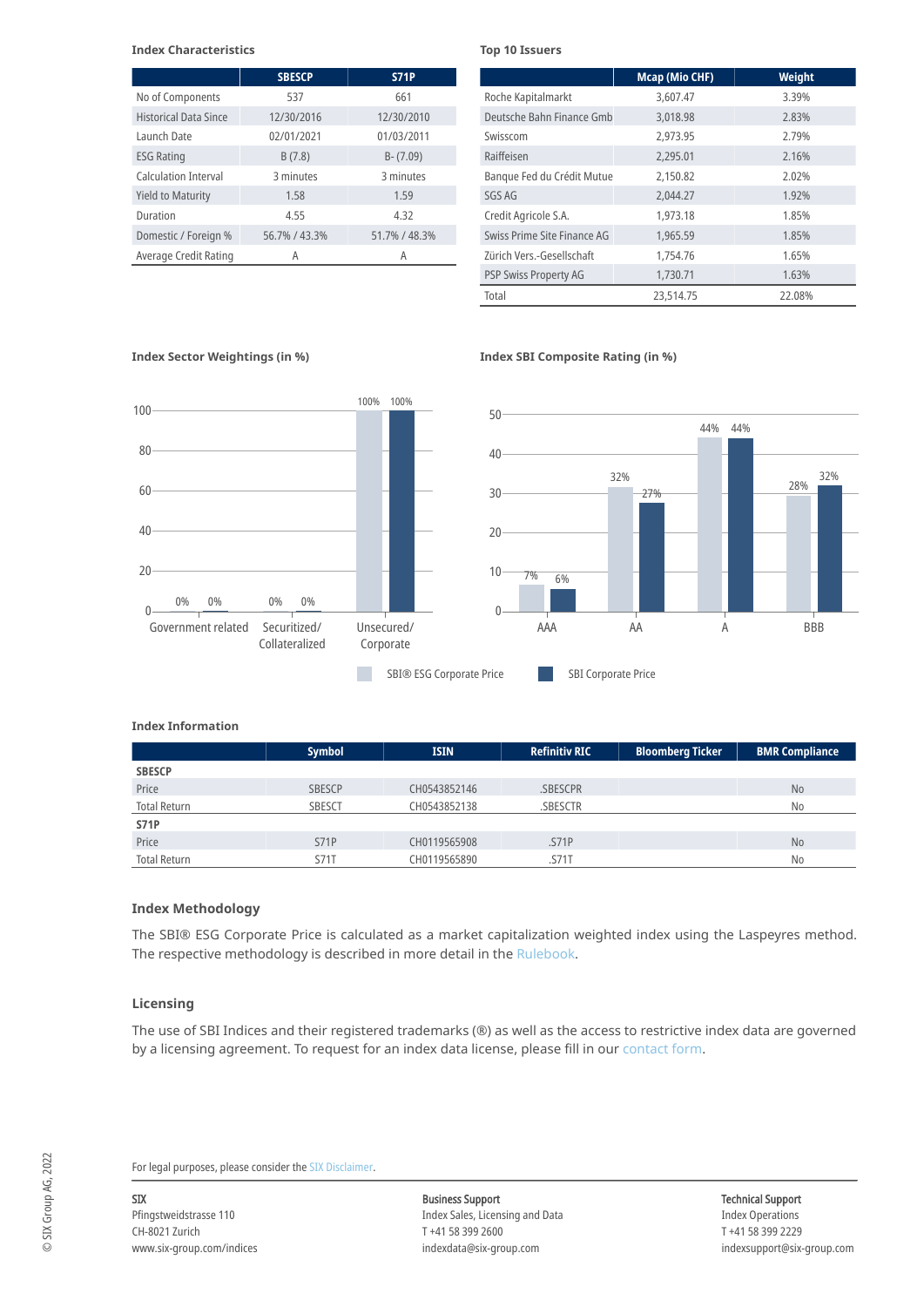**Index Characteristics**

| | SBESCP | S71P |
|---|---|---|
| No of Components | 537 | 661 |
| Historical Data Since | 12/30/2016 | 12/30/2010 |
| Launch Date | 02/01/2021 | 01/03/2011 |
| ESG Rating | B (7.8) | B- (7.09) |
| Calculation Interval | 3 minutes | 3 minutes |
| Yield to Maturity | 1.58 | 1.59 |
| Duration | 4.55 | 4.32 |
| Domestic / Foreign % | 56.7% / 43.3% | 51.7% / 48.3% |
| Average Credit Rating | A | A |

**Top 10 Issuers**

| | Mcap (Mio CHF) | Weight |
|---|---|---|
| Roche Kapitalmarkt | 3,607.47 | 3.39% |
| Deutsche Bahn Finance Gmb | 3,018.98 | 2.83% |
| Swisscom | 2,973.95 | 2.79% |
| Raiffeisen | 2,295.01 | 2.16% |
| Banque Fed du Crédit Mutue | 2,150.82 | 2.02% |
| SGS AG | 2,044.27 | 1.92% |
| Credit Agricole S.A. | 1,973.18 | 1.85% |
| Swiss Prime Site Finance AG | 1,965.59 | 1.85% |
| Zürich Vers.-Gesellschaft | 1,754.76 | 1.65% |
| PSP Swiss Property AG | 1,730.71 | 1.63% |
| Total | 23,514.75 | 22.08% |

**Index Sector Weightings (in %)**

100
80
60
40
20
0

Government related: 0% 0%
Securitized/ Collateralized: 0% 0%
Unsecured/ Corporate: 100% 100%

**Index SBI Composite Rating (in %)**

50
40
30
20
10
0

AAA: 7% 6%
AA: 32% 27%
A: 44% 44%
BBB: 28% 32%

SBI® ESG Corporate Price
SBI Corporate Price

**Index Information**

| | Symbol | ISIN | Refinitiv RIC | Bloomberg Ticker | BMR Compliance |
|---|---|---|---|---|---|
| **SBESCP** | | | | | |
| Price | SBESCP | CH0543852146 | .SBESCPR | | No |
| Total Return | SBESCT | CH0543852138 | .SBESCTR | | No |
| **S71P** | | | | | |
| Price | S71P | CH0119565908 | .S71P | | No |
| Total Return | S71T | CH0119565890 | .S71T | | No |

### Index Methodology

The SBI® ESG Corporate Price is calculated as a market capitalization weighted index using the Laspeyres method. The respective methodology is described in more detail in the Rulebook.

### Licensing

The use of SBI Indices and their registered trademarks (®) as well as the access to restrictive index data are governed by a licensing agreement. To request for an index data license, please fill in our contact form.

For legal purposes, please consider the SIX Disclaimer.

**SIX**
Pfingstweidstrasse 110
CH-8021 Zurich
www.six-group.com/indices

**Business Support**
Index Sales, Licensing and Data
T +41 58 399 2600
indexdata@six-group.com

**Technical Support**
Index Operations
T +41 58 399 2229
indexsupport@six-group.com

© SIX Group AG, 2022